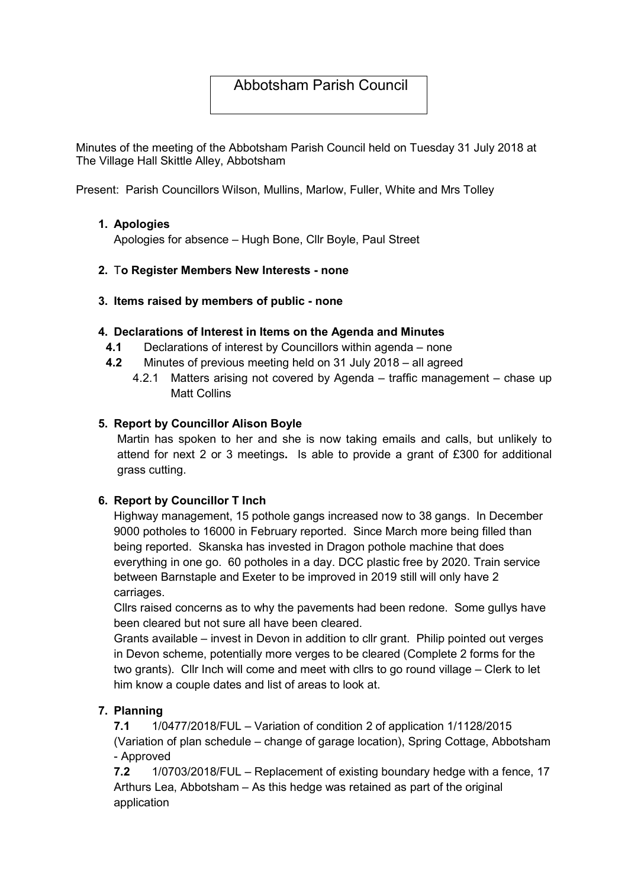# Abbotsham Parish Council

Minutes of the meeting of the Abbotsham Parish Council held on Tuesday 31 July 2018 at The Village Hall Skittle Alley, Abbotsham

Present: Parish Councillors Wilson, Mullins, Marlow, Fuller, White and Mrs Tolley

1. **Apologies**

   Apologies for absence – Hugh Bone, Cllr Boyle, Paul Street

2. **To Register Members New Interests - none**

3. **Items raised by members of public - none**

4. **Declarations of Interest in Items on the Agenda and Minutes**

   **4.1** Declarations of interest by Councillors within agenda – none

   **4.2** Minutes of previous meeting held on 31 July 2018 – all agreed

   4.2.1 Matters arising not covered by Agenda – traffic management – chase up Matt Collins

5. **Report by Councillor Alison Boyle**

   Martin has spoken to her and she is now taking emails and calls, but unlikely to attend for next 2 or 3 meetings**.** Is able to provide a grant of £300 for additional grass cutting.

6. **Report by Councillor T Inch**

   Highway management, 15 pothole gangs increased now to 38 gangs. In December 9000 potholes to 16000 in February reported. Since March more being filled than being reported. Skanska has invested in Dragon pothole machine that does everything in one go. 60 potholes in a day. DCC plastic free by 2020. Train service between Barnstaple and Exeter to be improved in 2019 still will only have 2 carriages.

   Cllrs raised concerns as to why the pavements had been redone. Some gullys have been cleared but not sure all have been cleared.

   Grants available – invest in Devon in addition to cllr grant. Philip pointed out verges in Devon scheme, potentially more verges to be cleared (Complete 2 forms for the two grants). Cllr Inch will come and meet with cllrs to go round village – Clerk to let him know a couple dates and list of areas to look at.

7. **Planning**

   **7.1** 1/0477/2018/FUL – Variation of condition 2 of application 1/1128/2015 (Variation of plan schedule – change of garage location), Spring Cottage, Abbotsham - Approved

   **7.2** 1/0703/2018/FUL – Replacement of existing boundary hedge with a fence, 17 Arthurs Lea, Abbotsham – As this hedge was retained as part of the original application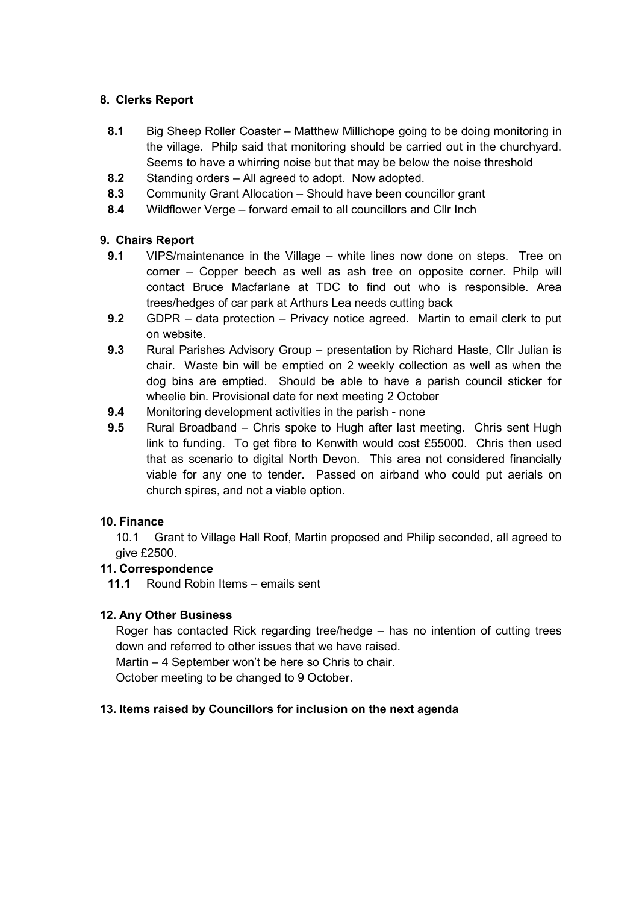## 8. Clerks Report

- **8.1** Big Sheep Roller Coaster – Matthew Millichope going to be doing monitoring in the village. Philp said that monitoring should be carried out in the churchyard. Seems to have a whirring noise but that may be below the noise threshold
- **8.2** Standing orders – All agreed to adopt. Now adopted.
- **8.3** Community Grant Allocation – Should have been councillor grant
- **8.4** Wildflower Verge – forward email to all councillors and Cllr Inch

## 9. Chairs Report

- **9.1** VIPS/maintenance in the Village – white lines now done on steps. Tree on corner – Copper beech as well as ash tree on opposite corner. Philp will contact Bruce Macfarlane at TDC to find out who is responsible. Area trees/hedges of car park at Arthurs Lea needs cutting back
- **9.2** GDPR – data protection – Privacy notice agreed. Martin to email clerk to put on website.
- **9.3** Rural Parishes Advisory Group – presentation by Richard Haste, Cllr Julian is chair. Waste bin will be emptied on 2 weekly collection as well as when the dog bins are emptied. Should be able to have a parish council sticker for wheelie bin. Provisional date for next meeting 2 October
- **9.4** Monitoring development activities in the parish - none
- **9.5** Rural Broadband – Chris spoke to Hugh after last meeting. Chris sent Hugh link to funding. To get fibre to Kenwith would cost £55000. Chris then used that as scenario to digital North Devon. This area not considered financially viable for any one to tender. Passed on airband who could put aerials on church spires, and not a viable option.

## 10. Finance

10.1 Grant to Village Hall Roof, Martin proposed and Philip seconded, all agreed to give £2500.

## 11. Correspondence

- **11.1** Round Robin Items – emails sent

## 12. Any Other Business

Roger has contacted Rick regarding tree/hedge – has no intention of cutting trees down and referred to other issues that we have raised.

Martin – 4 September won't be here so Chris to chair.

October meeting to be changed to 9 October.

## 13. Items raised by Councillors for inclusion on the next agenda